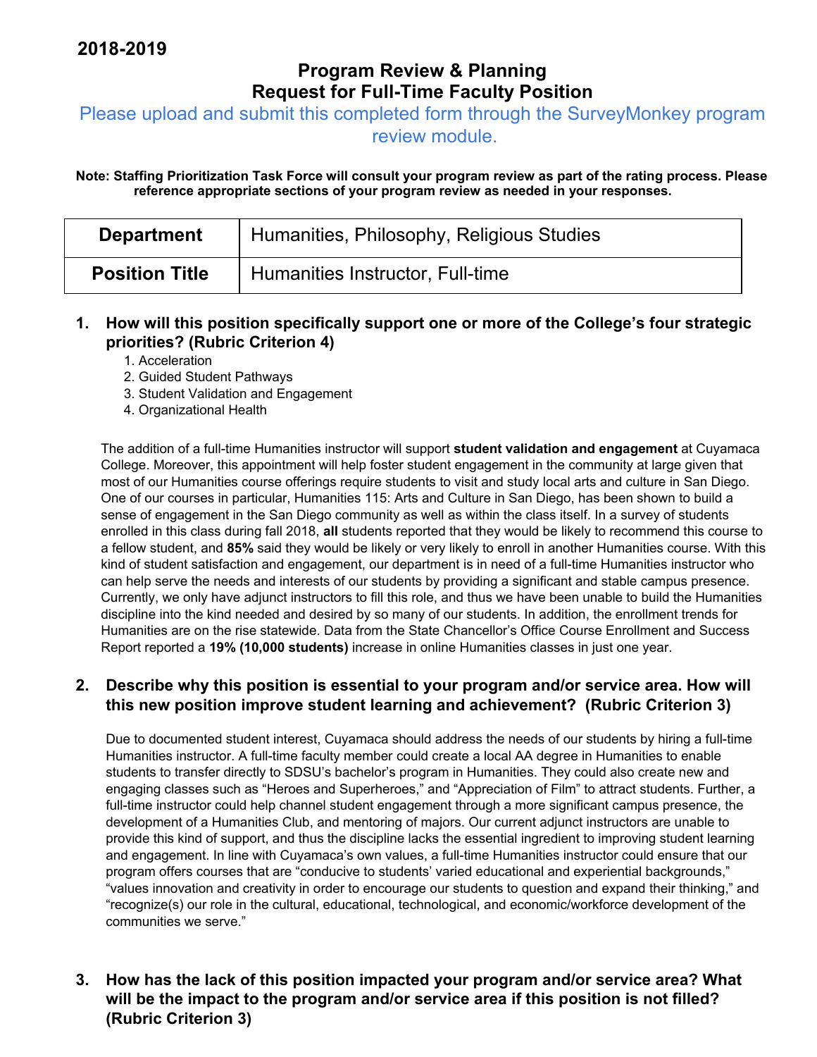**2018-2019**

# Program Review & Planning
# Request for Full-Time Faculty Position

Please upload and submit this completed form through the SurveyMonkey program review module.

**Note: Staffing Prioritization Task Force will consult your program review as part of the rating process. Please reference appropriate sections of your program review as needed in your responses.**

| **Department** | Humanities, Philosophy, Religious Studies |
|---|---|
| **Position Title** | Humanities Instructor, Full-time |

### 1. How will this position specifically support one or more of the College's four strategic priorities? (Rubric Criterion 4)

1. Acceleration
2. Guided Student Pathways
3. Student Validation and Engagement
4. Organizational Health

The addition of a full-time Humanities instructor will support **student validation and engagement** at Cuyamaca College. Moreover, this appointment will help foster student engagement in the community at large given that most of our Humanities course offerings require students to visit and study local arts and culture in San Diego. One of our courses in particular, Humanities 115: Arts and Culture in San Diego, has been shown to build a sense of engagement in the San Diego community as well as within the class itself. In a survey of students enrolled in this class during fall 2018, **all** students reported that they would be likely to recommend this course to a fellow student, and **85%** said they would be likely or very likely to enroll in another Humanities course. With this kind of student satisfaction and engagement, our department is in need of a full-time Humanities instructor who can help serve the needs and interests of our students by providing a significant and stable campus presence. Currently, we only have adjunct instructors to fill this role, and thus we have been unable to build the Humanities discipline into the kind needed and desired by so many of our students. In addition, the enrollment trends for Humanities are on the rise statewide. Data from the State Chancellor's Office Course Enrollment and Success Report reported a **19% (10,000 students)** increase in online Humanities classes in just one year.

### 2. Describe why this position is essential to your program and/or service area. How will this new position improve student learning and achievement? (Rubric Criterion 3)

Due to documented student interest, Cuyamaca should address the needs of our students by hiring a full-time Humanities instructor. A full-time faculty member could create a local AA degree in Humanities to enable students to transfer directly to SDSU's bachelor's program in Humanities. They could also create new and engaging classes such as "Heroes and Superheroes," and "Appreciation of Film" to attract students. Further, a full-time instructor could help channel student engagement through a more significant campus presence, the development of a Humanities Club, and mentoring of majors. Our current adjunct instructors are unable to provide this kind of support, and thus the discipline lacks the essential ingredient to improving student learning and engagement. In line with Cuyamaca's own values, a full-time Humanities instructor could ensure that our program offers courses that are "conducive to students' varied educational and experiential backgrounds," "values innovation and creativity in order to encourage our students to question and expand their thinking," and "recognize(s) our role in the cultural, educational, technological, and economic/workforce development of the communities we serve."

### 3. How has the lack of this position impacted your program and/or service area? What will be the impact to the program and/or service area if this position is not filled? (Rubric Criterion 3)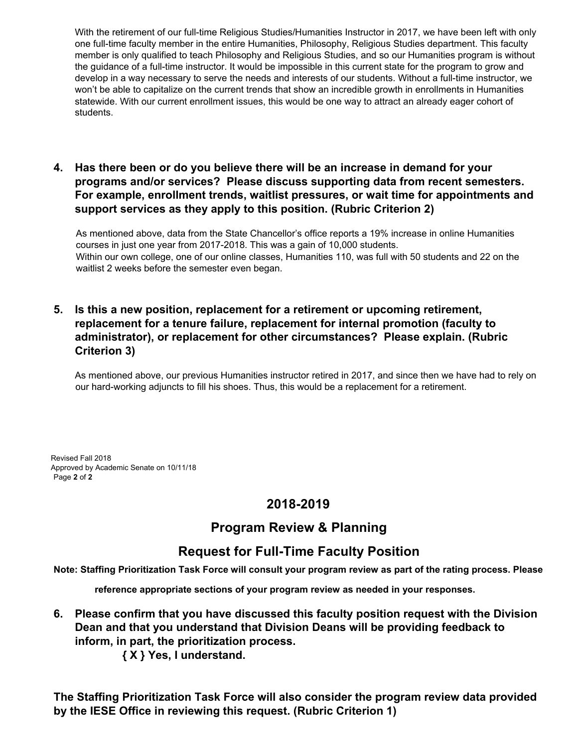With the retirement of our full-time Religious Studies/Humanities Instructor in 2017, we have been left with only one full-time faculty member in the entire Humanities, Philosophy, Religious Studies department. This faculty member is only qualified to teach Philosophy and Religious Studies, and so our Humanities program is without the guidance of a full-time instructor. It would be impossible in this current state for the program to grow and develop in a way necessary to serve the needs and interests of our students. Without a full-time instructor, we won't be able to capitalize on the current trends that show an incredible growth in enrollments in Humanities statewide. With our current enrollment issues, this would be one way to attract an already eager cohort of students.

**4. Has there been or do you believe there will be an increase in demand for your programs and/or services? Please discuss supporting data from recent semesters. For example, enrollment trends, waitlist pressures, or wait time for appointments and support services as they apply to this position. (Rubric Criterion 2)**

As mentioned above, data from the State Chancellor's office reports a 19% increase in online Humanities courses in just one year from 2017-2018. This was a gain of 10,000 students.
Within our own college, one of our online classes, Humanities 110, was full with 50 students and 22 on the waitlist 2 weeks before the semester even began.

**5. Is this a new position, replacement for a retirement or upcoming retirement, replacement for a tenure failure, replacement for internal promotion (faculty to administrator), or replacement for other circumstances? Please explain. (Rubric Criterion 3)**

As mentioned above, our previous Humanities instructor retired in 2017, and since then we have had to rely on our hard-working adjuncts to fill his shoes. Thus, this would be a replacement for a retirement.

Revised Fall 2018
Approved by Academic Senate on 10/11/18

## 2018-2019

## Program Review & Planning

## Request for Full-Time Faculty Position

**Note: Staffing Prioritization Task Force will consult your program review as part of the rating process. Please reference appropriate sections of your program review as needed in your responses.**

**6. Please confirm that you have discussed this faculty position request with the Division Dean and that you understand that Division Deans will be providing feedback to inform, in part, the prioritization process.**
**{ X } Yes, I understand.**

**The Staffing Prioritization Task Force will also consider the program review data provided by the IESE Office in reviewing this request. (Rubric Criterion 1)**